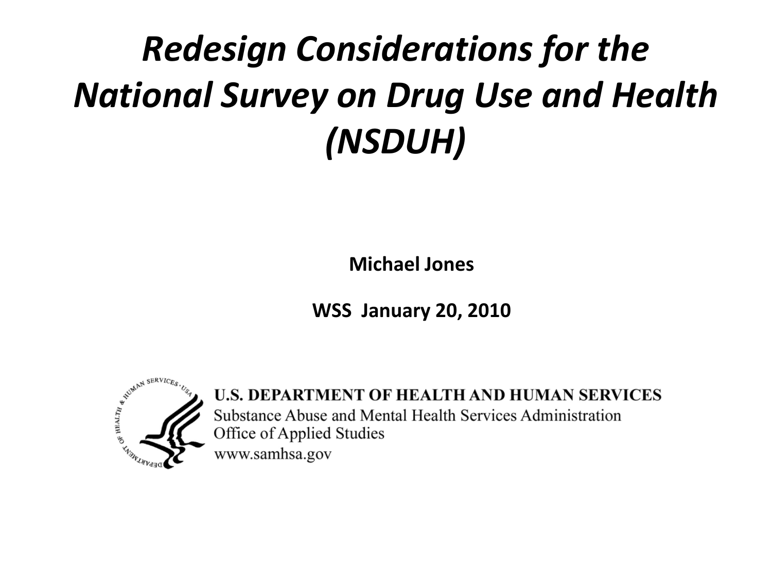# *Redesign Considerations for the National Survey on Drug Use and Health (NSDUH)*

**Michael Jones**

**WSS January 20, 2010**

U.S. DEPARTMENT OF HEALTH AND HUMAN SERVICES
Substance Abuse and Mental Health Services Administration
Office of Applied Studies
www.samhsa.gov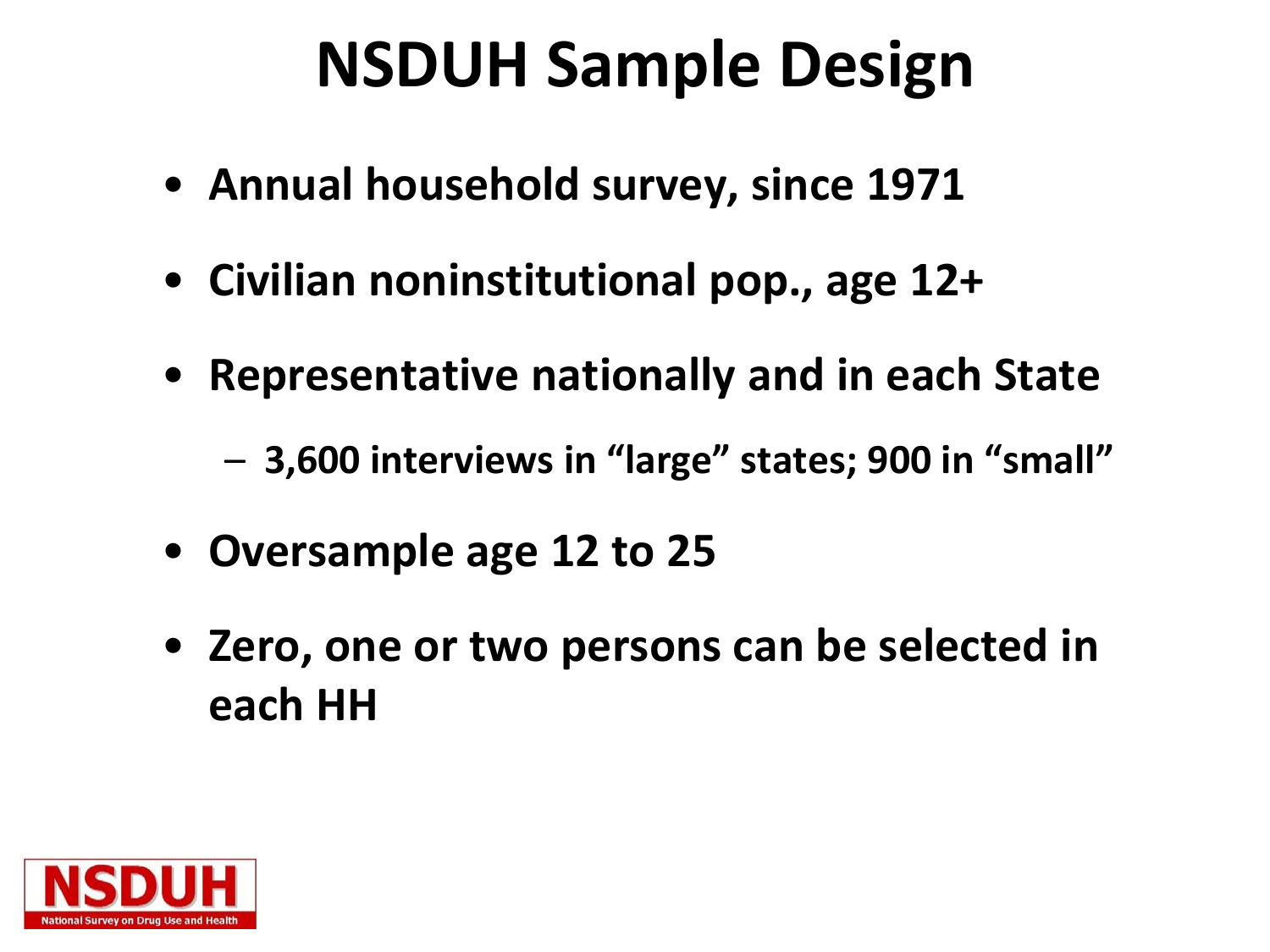# NSDUH Sample Design

- Annual household survey, since 1971
- Civilian noninstitutional pop., age 12+
- Representative nationally and in each State
  - 3,600 interviews in "large" states; 900 in "small"
- Oversample age 12 to 25
- Zero, one or two persons can be selected in each HH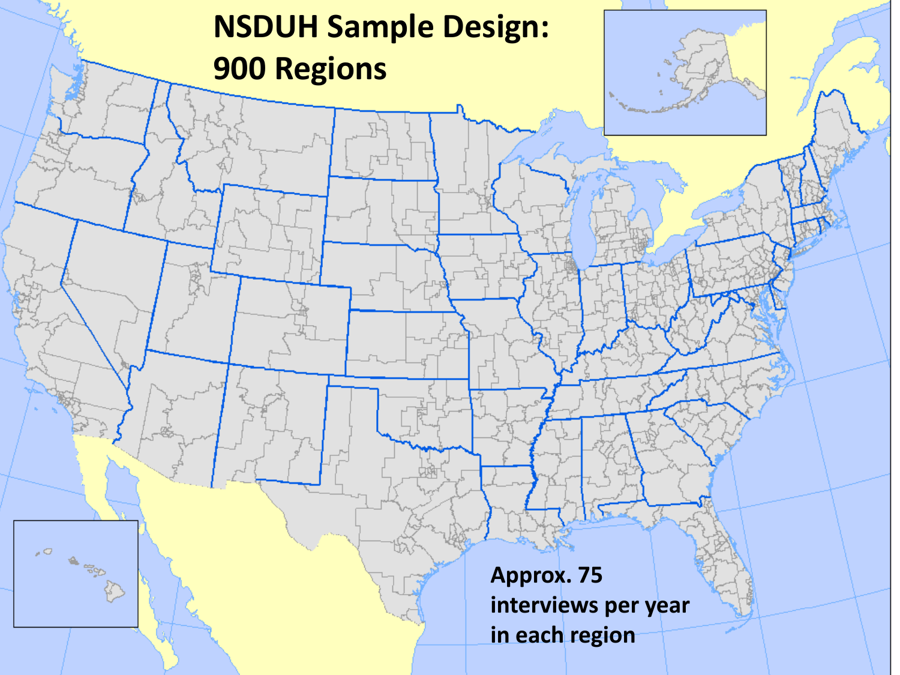# NSDUH Sample Design: 900 Regions

Approx. 75 interviews per year in each region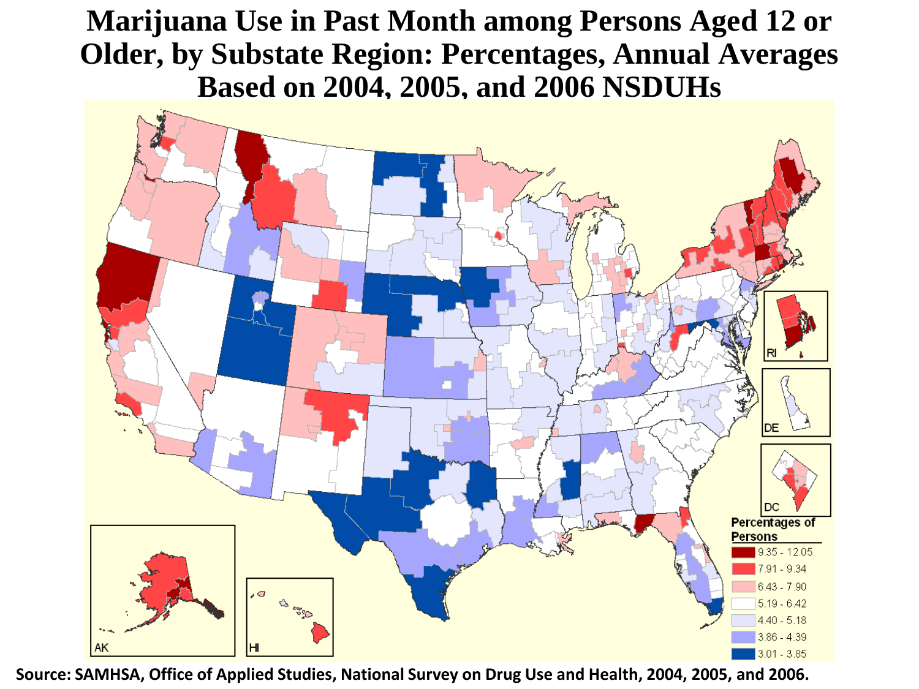# Marijuana Use in Past Month among Persons Aged 12 or Older, by Substate Region: Percentages, Annual Averages Based on 2004, 2005, and 2006 NSDUHs

Percentages of Persons

- 9.35 - 12.05
- 7.91 - 9.34
- 6.43 - 7.90
- 5.19 - 6.42
- 4.40 - 5.18
- 3.86 - 4.39
- 3.01 - 3.85

RI, DE, DC, AK, HI

**Source: SAMHSA, Office of Applied Studies, National Survey on Drug Use and Health, 2004, 2005, and 2006.**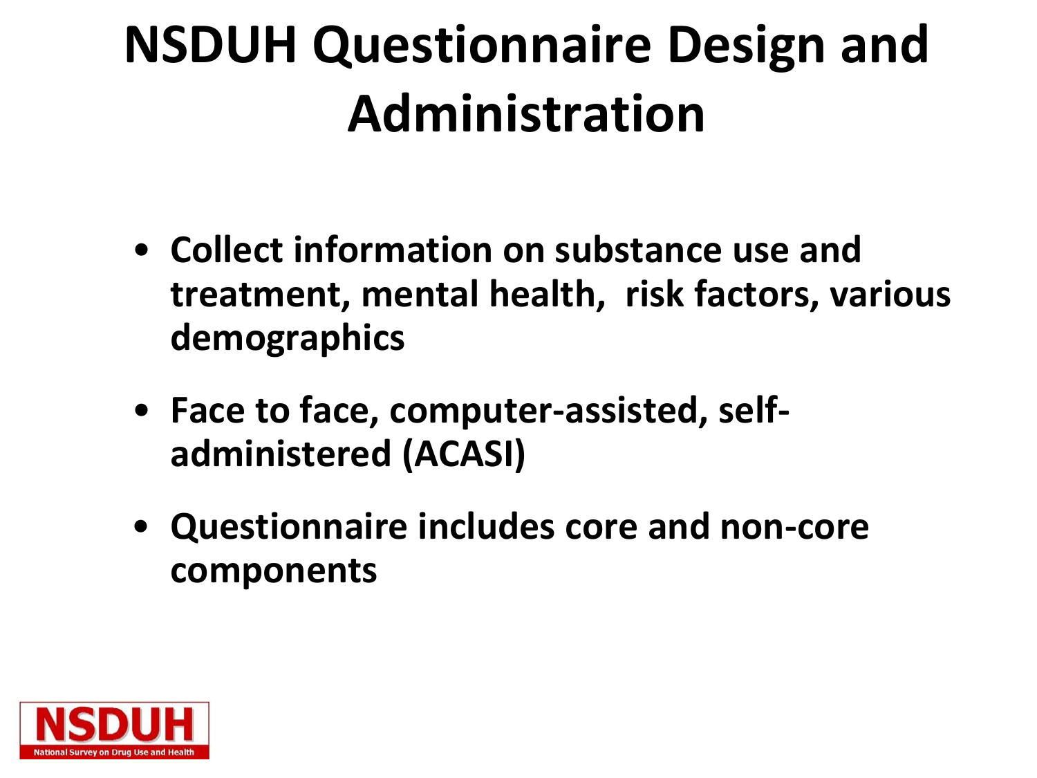# NSDUH Questionnaire Design and Administration

- **Collect information on substance use and treatment, mental health, risk factors, various demographics**
- **Face to face, computer-assisted, self-administered (ACASI)**
- **Questionnaire includes core and non-core components**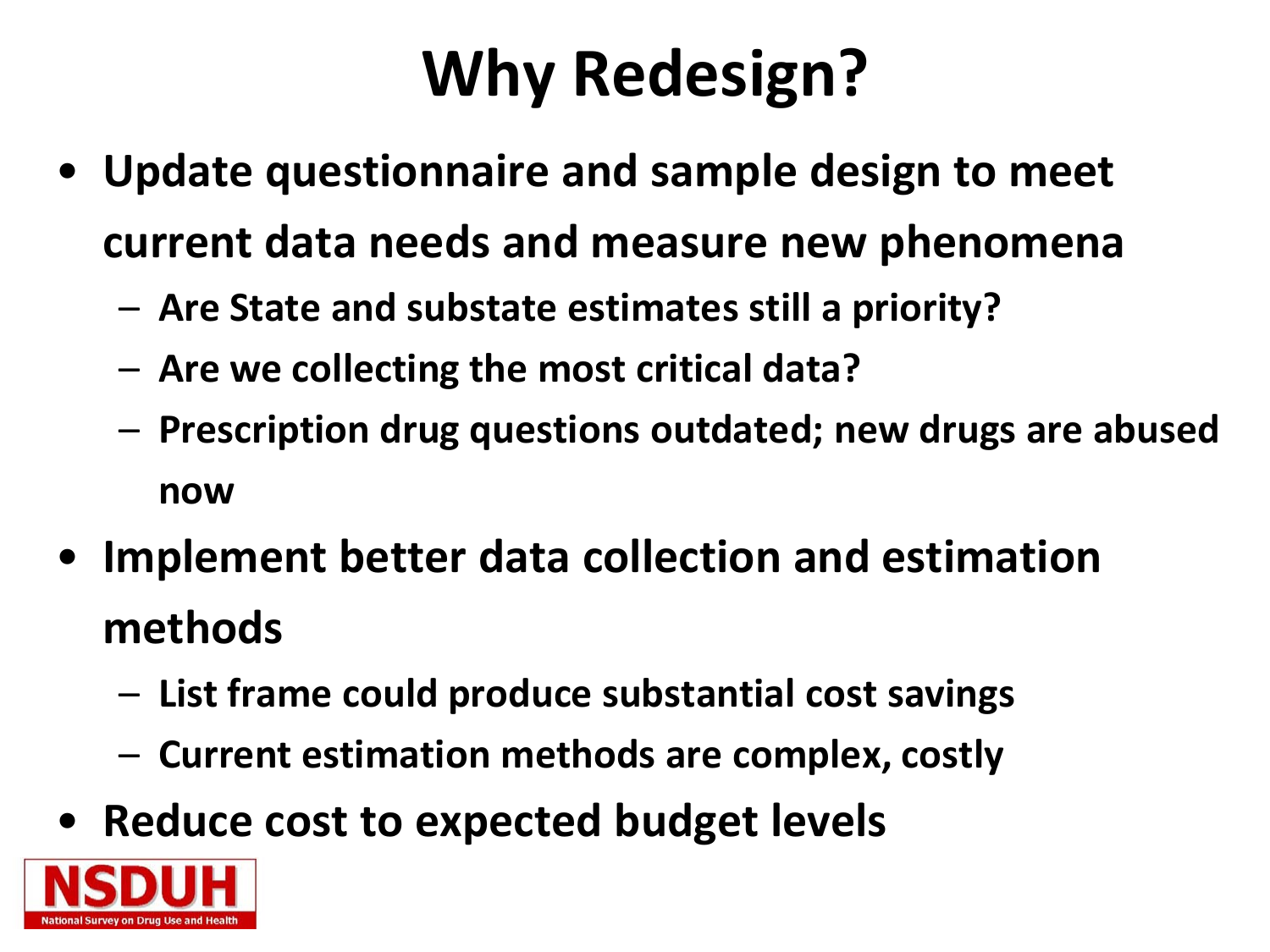# Why Redesign?

- **Update questionnaire and sample design to meet current data needs and measure new phenomena**
  - Are State and substate estimates still a priority?
  - Are we collecting the most critical data?
  - Prescription drug questions outdated; new drugs are abused now
- **Implement better data collection and estimation methods**
  - List frame could produce substantial cost savings
  - Current estimation methods are complex, costly
- **Reduce cost to expected budget levels**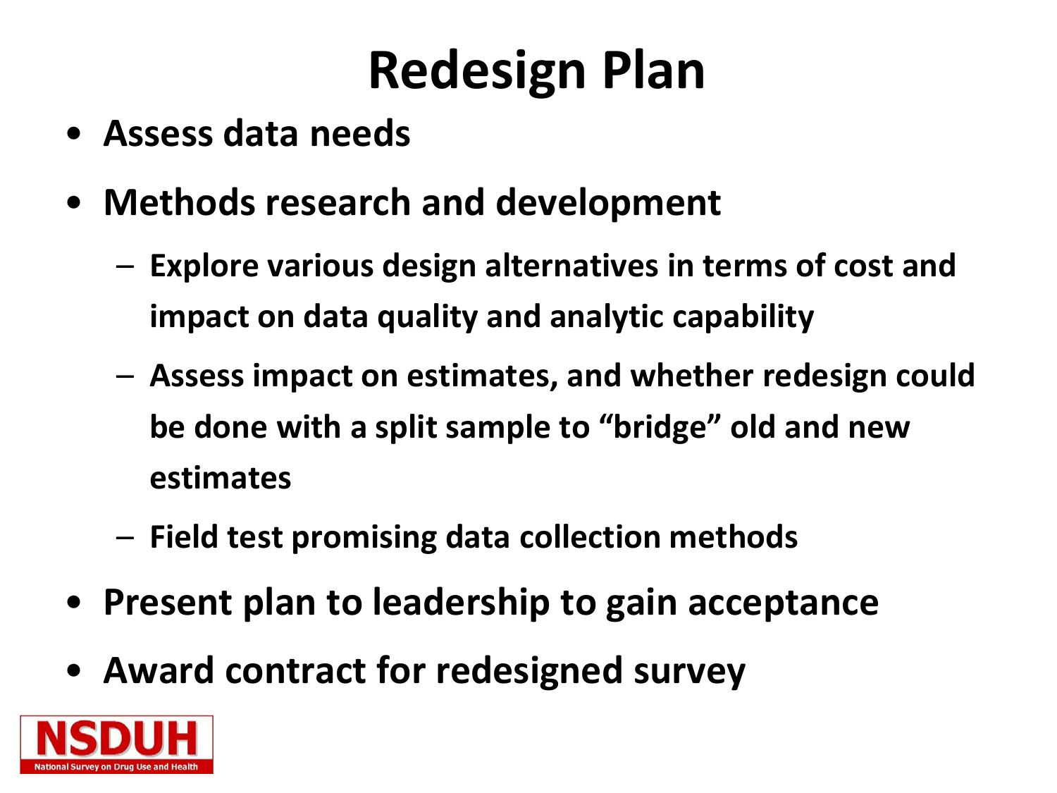# Redesign Plan

- **Assess data needs**
- **Methods research and development**
  - **Explore various design alternatives in terms of cost and impact on data quality and analytic capability**
  - **Assess impact on estimates, and whether redesign could be done with a split sample to "bridge" old and new estimates**
  - **Field test promising data collection methods**
- **Present plan to leadership to gain acceptance**
- **Award contract for redesigned survey**

NSDUH
National Survey on Drug Use and Health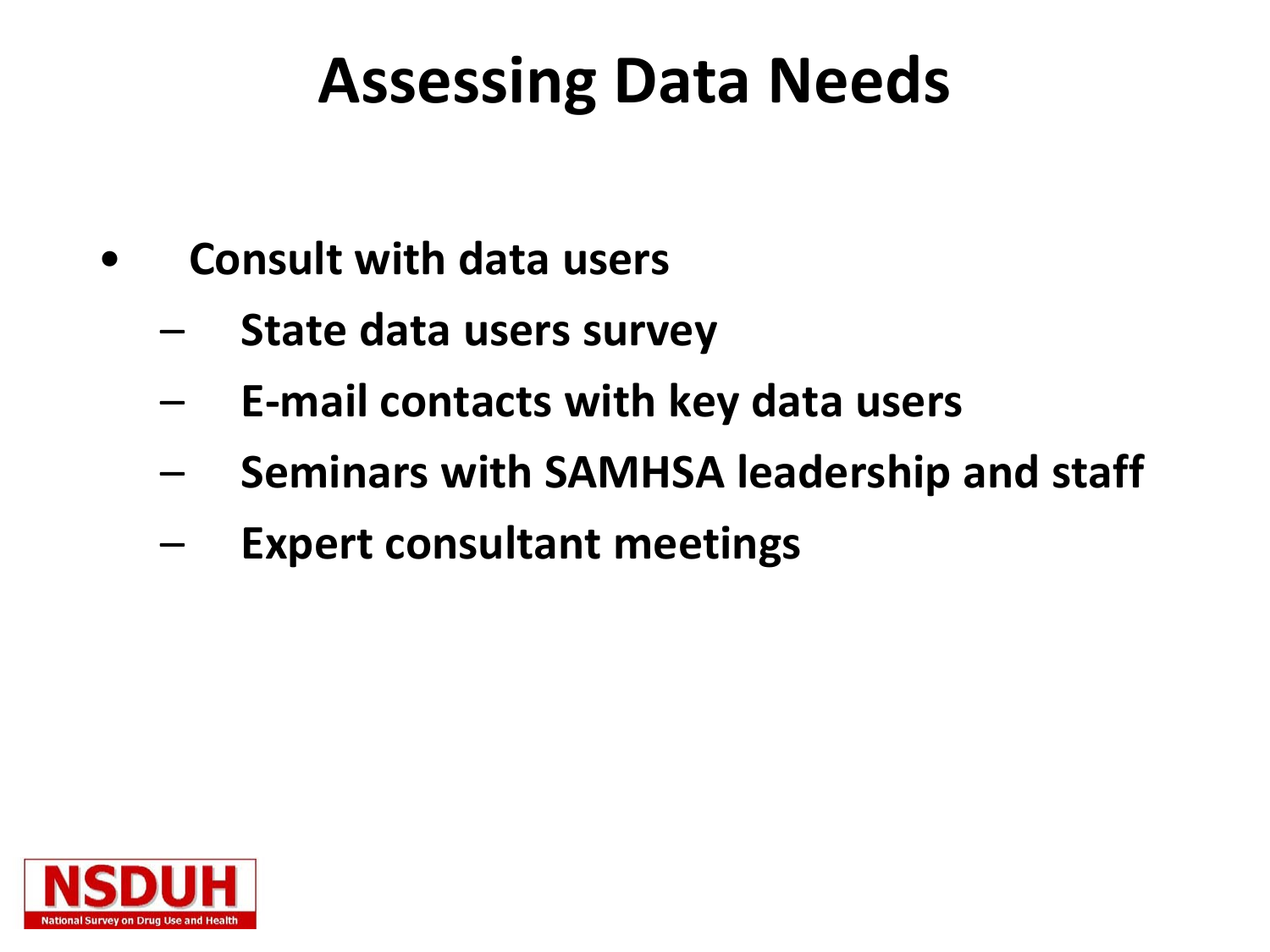# Assessing Data Needs

- Consult with data users
  - State data users survey
  - E-mail contacts with key data users
  - Seminars with SAMHSA leadership and staff
  - Expert consultant meetings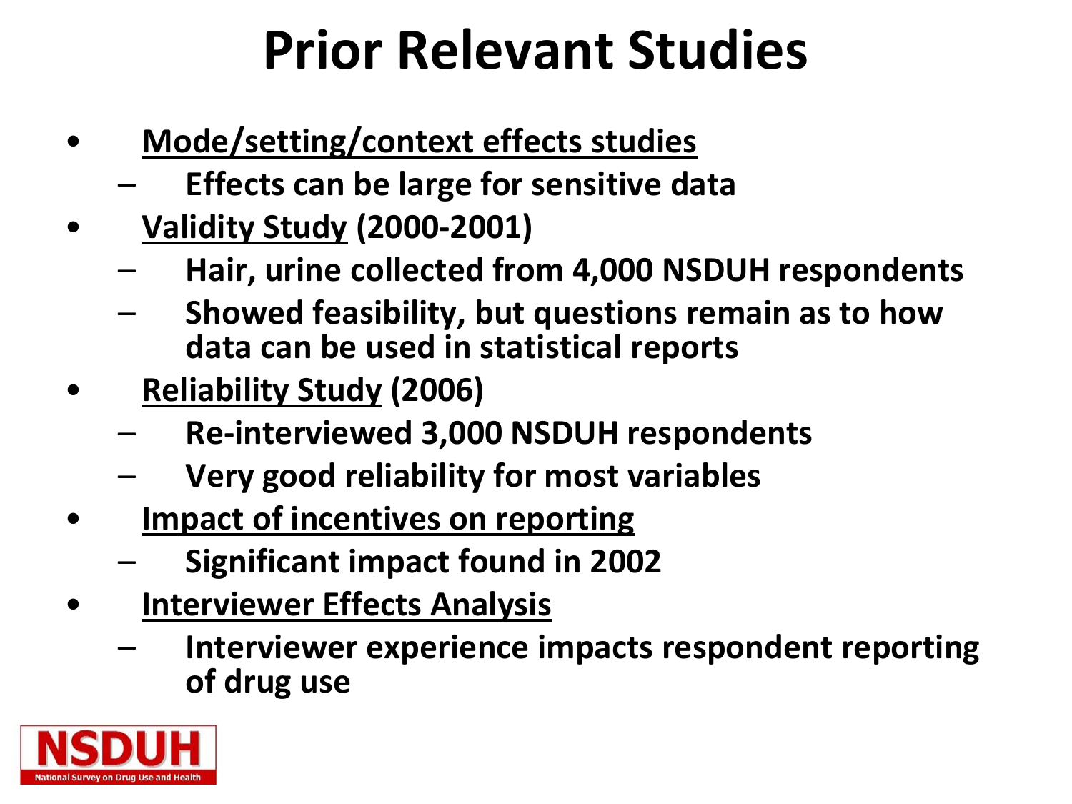# Prior Relevant Studies

- Mode/setting/context effects studies
  - Effects can be large for sensitive data
- Validity Study (2000-2001)
  - Hair, urine collected from 4,000 NSDUH respondents
  - Showed feasibility, but questions remain as to how data can be used in statistical reports
- Reliability Study (2006)
  - Re-interviewed 3,000 NSDUH respondents
  - Very good reliability for most variables
- Impact of incentives on reporting
  - Significant impact found in 2002
- Interviewer Effects Analysis
  - Interviewer experience impacts respondent reporting of drug use

NSDUH
National Survey on Drug Use and Health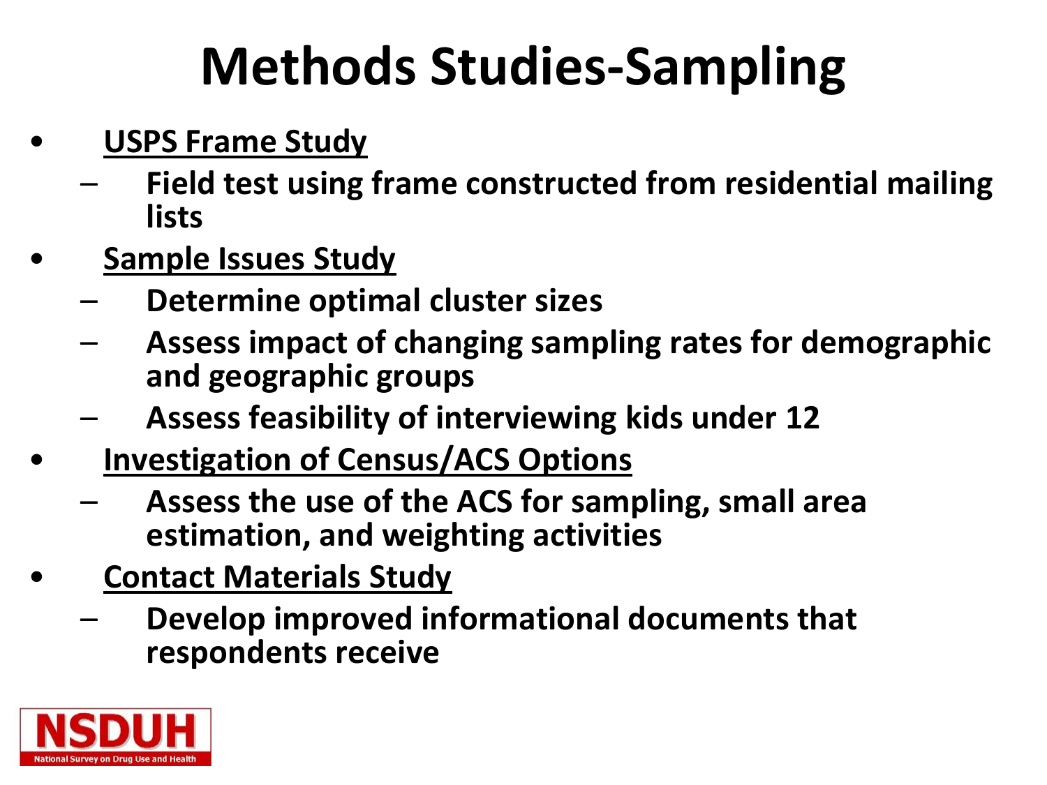# Methods Studies-Sampling

- **USPS Frame Study**
  - **Field test using frame constructed from residential mailing lists**
- **Sample Issues Study**
  - **Determine optimal cluster sizes**
  - **Assess impact of changing sampling rates for demographic and geographic groups**
  - **Assess feasibility of interviewing kids under 12**
- **Investigation of Census/ACS Options**
  - **Assess the use of the ACS for sampling, small area estimation, and weighting activities**
- **Contact Materials Study**
  - **Develop improved informational documents that respondents receive**

NSDUH
National Survey on Drug Use and Health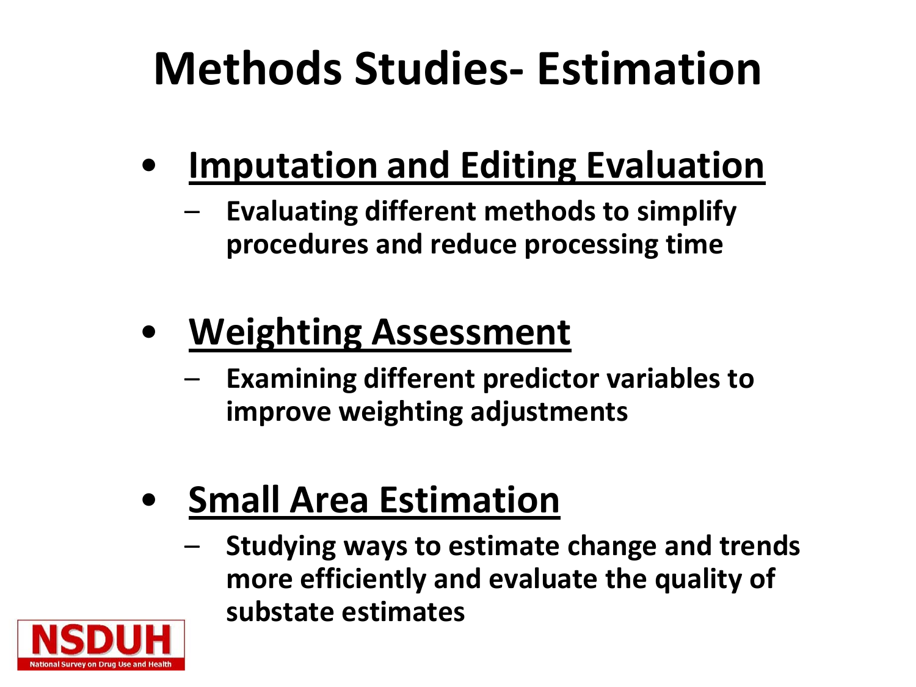# Methods Studies- Estimation

- **Imputation and Editing Evaluation**
  - **Evaluating different methods to simplify procedures and reduce processing time**

- **Weighting Assessment**
  - **Examining different predictor variables to improve weighting adjustments**

- **Small Area Estimation**
  - **Studying ways to estimate change and trends more efficiently and evaluate the quality of substate estimates**

NSDUH
National Survey on Drug Use and Health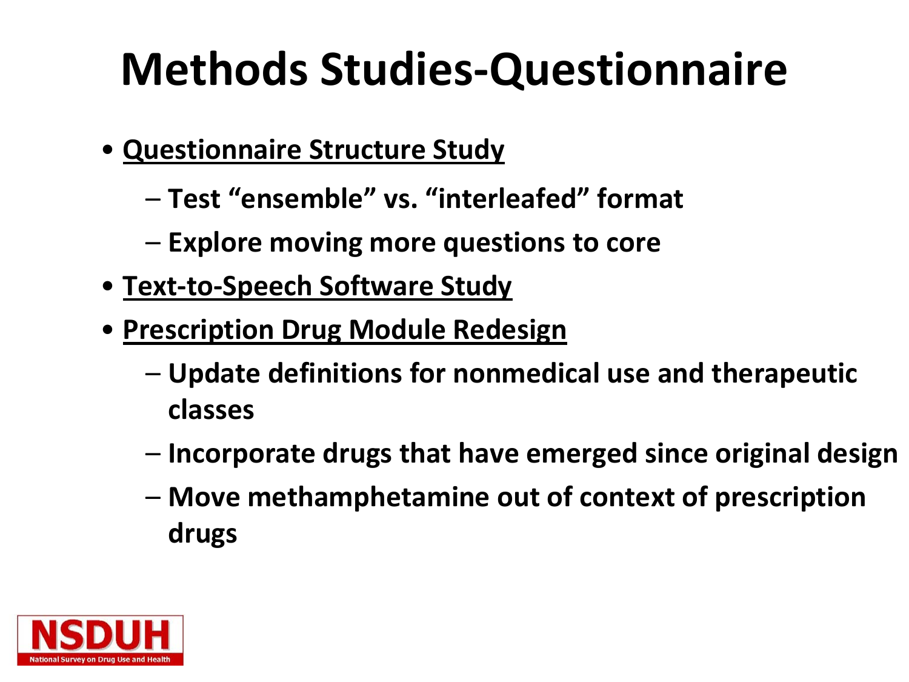# Methods Studies-Questionnaire

- <u>Questionnaire Structure Study</u>
  - Test “ensemble” vs. “interleafed” format
  - Explore moving more questions to core
- <u>Text-to-Speech Software Study</u>
- <u>Prescription Drug Module Redesign</u>
  - Update definitions for nonmedical use and therapeutic classes
  - Incorporate drugs that have emerged since original design
  - Move methamphetamine out of context of prescription drugs

NSDUH
National Survey on Drug Use and Health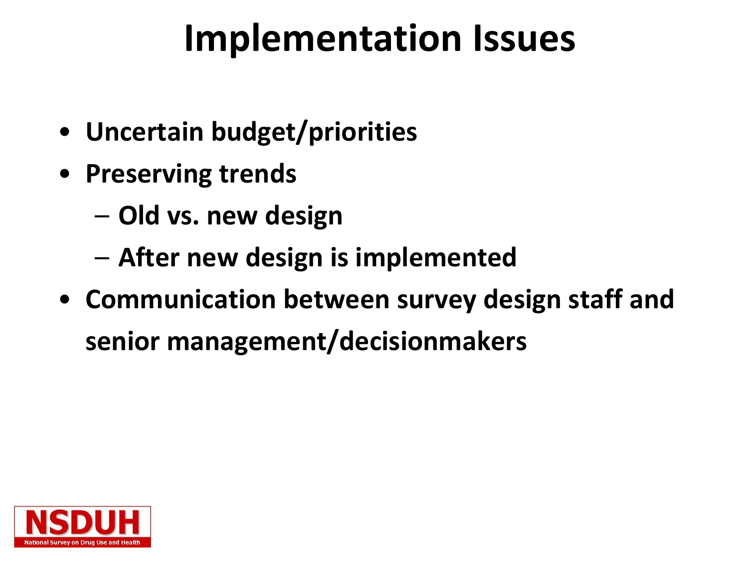# Implementation Issues

- Uncertain budget/priorities
- Preserving trends
  - Old vs. new design
  - After new design is implemented
- Communication between survey design staff and senior management/decisionmakers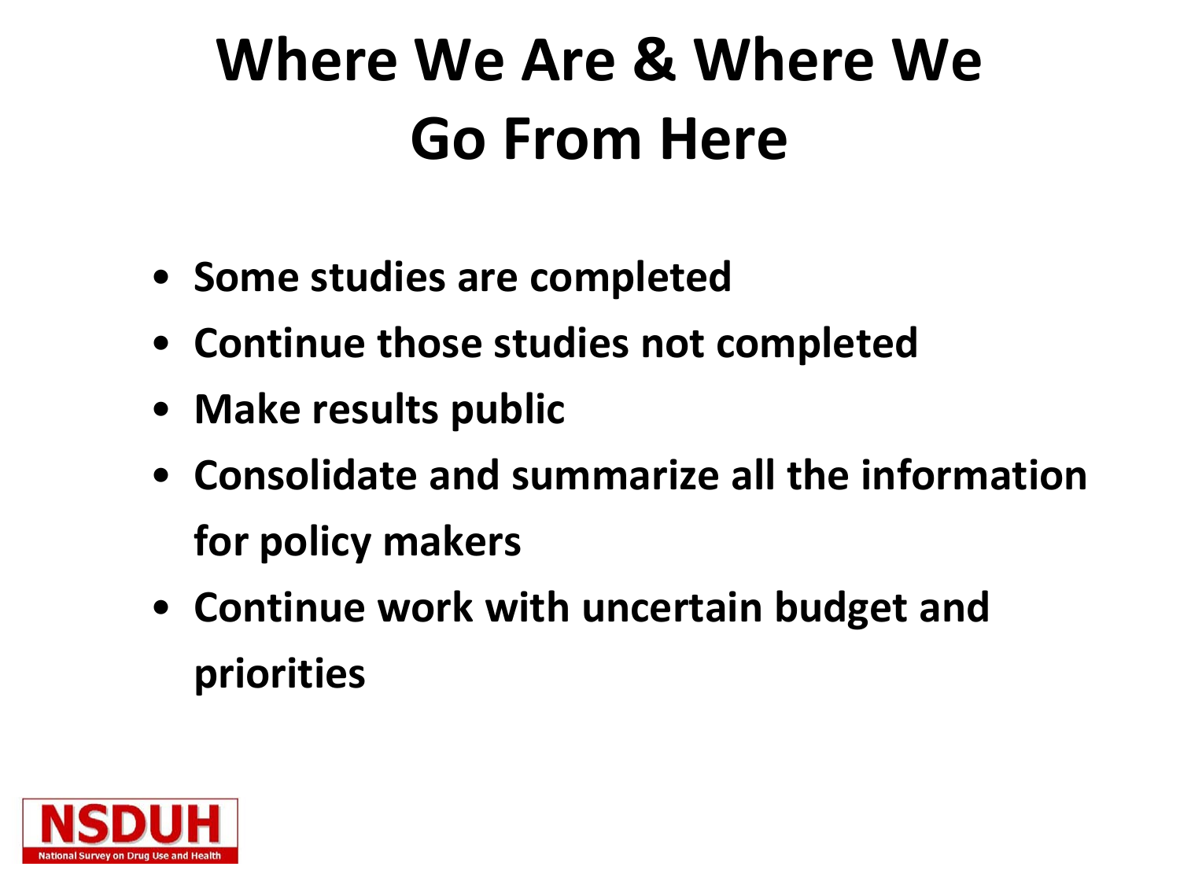# Where We Are & Where We Go From Here

- **Some studies are completed**
- **Continue those studies not completed**
- **Make results public**
- **Consolidate and summarize all the information for policy makers**
- **Continue work with uncertain budget and priorities**

NSDUH
National Survey on Drug Use and Health